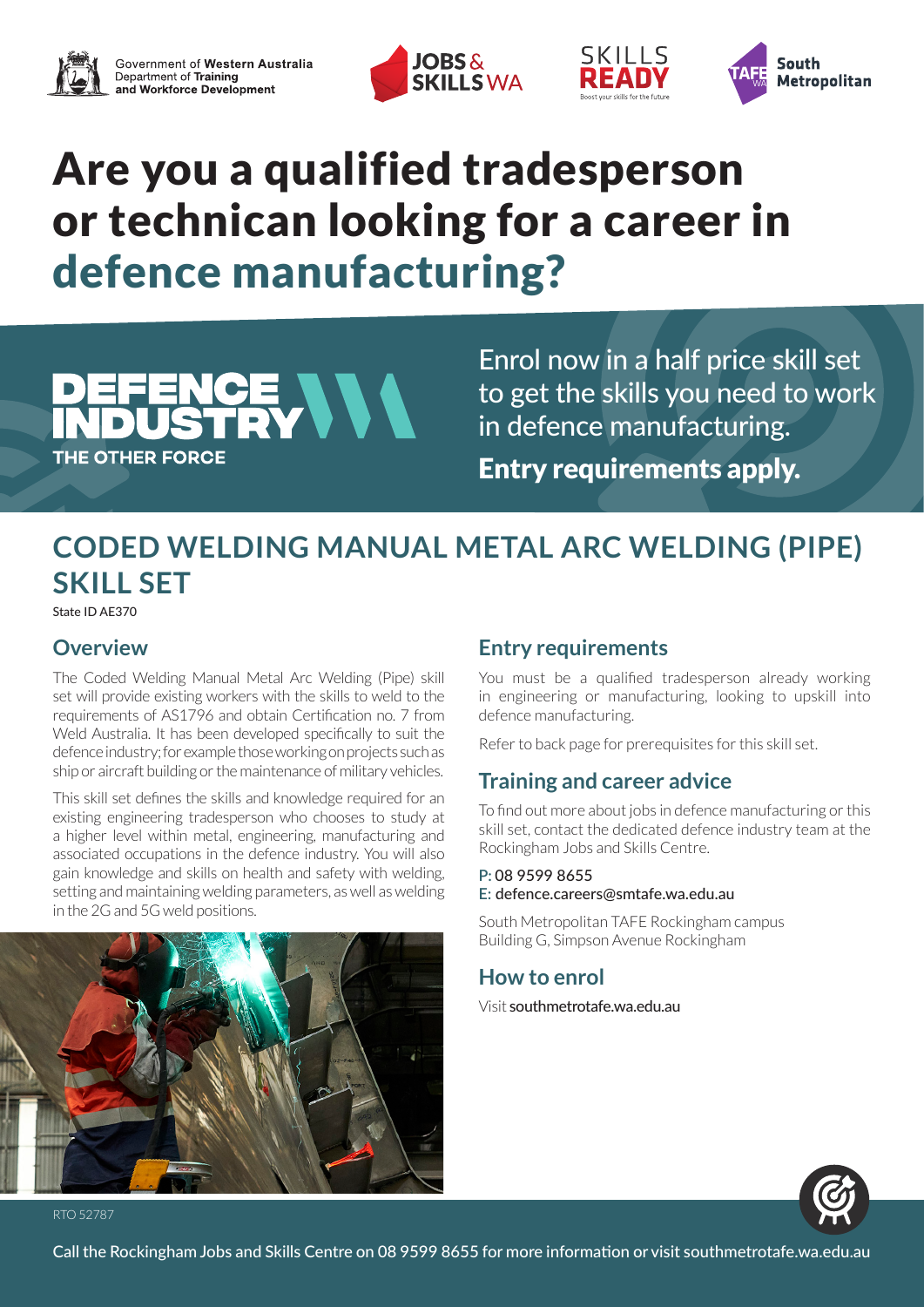Government of Western Australia
Department of Training and Workforce Development

JOBS & SKILLS WA

SKILLS READY
Boost your skills for the future

TAFE WA South Metropolitan

# Are you a qualified tradesperson or technican looking for a career in defence manufacturing?

DEFENCE INDUSTRY WA
THE OTHER FORCE

Enrol now in a half price skill set to get the skills you need to work in defence manufacturing.

**Entry requirements apply.**

## CODED WELDING MANUAL METAL ARC WELDING (PIPE) SKILL SET

State ID AE370

### Overview

The Coded Welding Manual Metal Arc Welding (Pipe) skill set will provide existing workers with the skills to weld to the requirements of AS1796 and obtain Certification no. 7 from Weld Australia. It has been developed specifically to suit the defence industry; for example those working on projects such as ship or aircraft building or the maintenance of military vehicles.

This skill set defines the skills and knowledge required for an existing engineering tradesperson who chooses to study at a higher level within metal, engineering, manufacturing and associated occupations in the defence industry. You will also gain knowledge and skills on health and safety with welding, setting and maintaining welding parameters, as well as welding in the 2G and 5G weld positions.

### Entry requirements

You must be a qualified tradesperson already working in engineering or manufacturing, looking to upskill into defence manufacturing.

Refer to back page for prerequisites for this skill set.

### Training and career advice

To find out more about jobs in defence manufacturing or this skill set, contact the dedicated defence industry team at the Rockingham Jobs and Skills Centre.

P: 08 9599 8655
E: defence.careers@smtafe.wa.edu.au

South Metropolitan TAFE Rockingham campus
Building G, Simpson Avenue Rockingham

### How to enrol

Visit southmetrotafe.wa.edu.au

RTO 52787

Call the Rockingham Jobs and Skills Centre on 08 9599 8655 for more information or visit southmetrotafe.wa.edu.au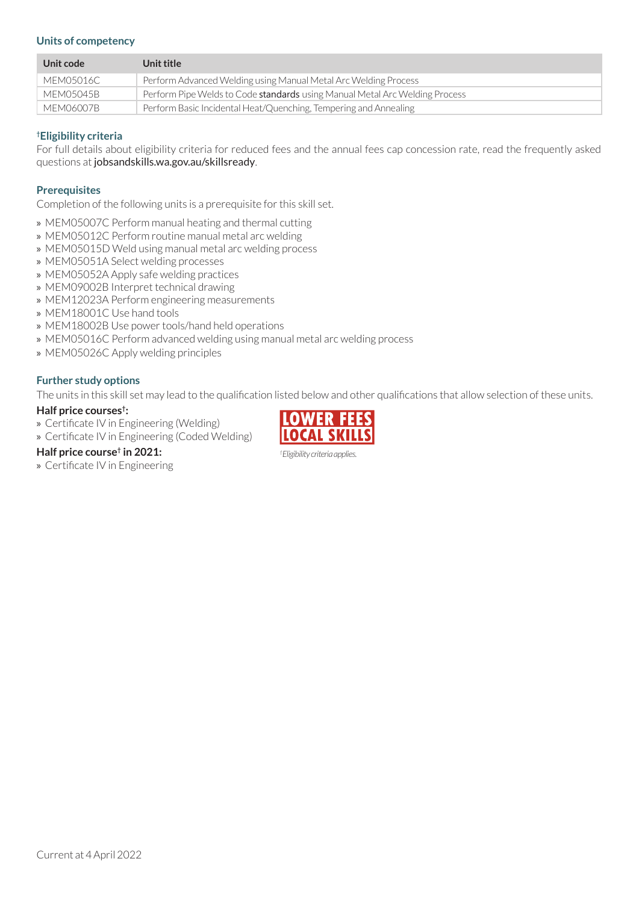### Units of competency

| Unit code | Unit title |
|---|---|
| MEM05016C | Perform Advanced Welding using Manual Metal Arc Welding Process |
| MEM05045B | Perform Pipe Welds to Code **standards** using Manual Metal Arc Welding Process |
| MEM06007B | Perform Basic Incidental Heat/Quenching, Tempering and Annealing |

### †Eligibility criteria

For full details about eligibility criteria for reduced fees and the annual fees cap concession rate, read the frequently asked questions at jobsandskills.wa.gov.au/skillsready.

### Prerequisites

Completion of the following units is a prerequisite for this skill set.

- MEM05007C Perform manual heating and thermal cutting
- MEM05012C Perform routine manual metal arc welding
- MEM05015D Weld using manual metal arc welding process
- MEM05051A Select welding processes
- MEM05052A Apply safe welding practices
- MEM09002B Interpret technical drawing
- MEM12023A Perform engineering measurements
- MEM18001C Use hand tools
- MEM18002B Use power tools/hand held operations
- MEM05016C Perform advanced welding using manual metal arc welding process
- MEM05026C Apply welding principles

### Further study options

The units in this skill set may lead to the qualification listed below and other qualifications that allow selection of these units.

**Half price courses†:**

- Certificate IV in Engineering (Welding)
- Certificate IV in Engineering (Coded Welding)

**Half price course† in 2021:**

- Certificate IV in Engineering

LOWER FEES LOCAL SKILLS

*†Eligibility criteria applies.*

Current at 4 April 2022